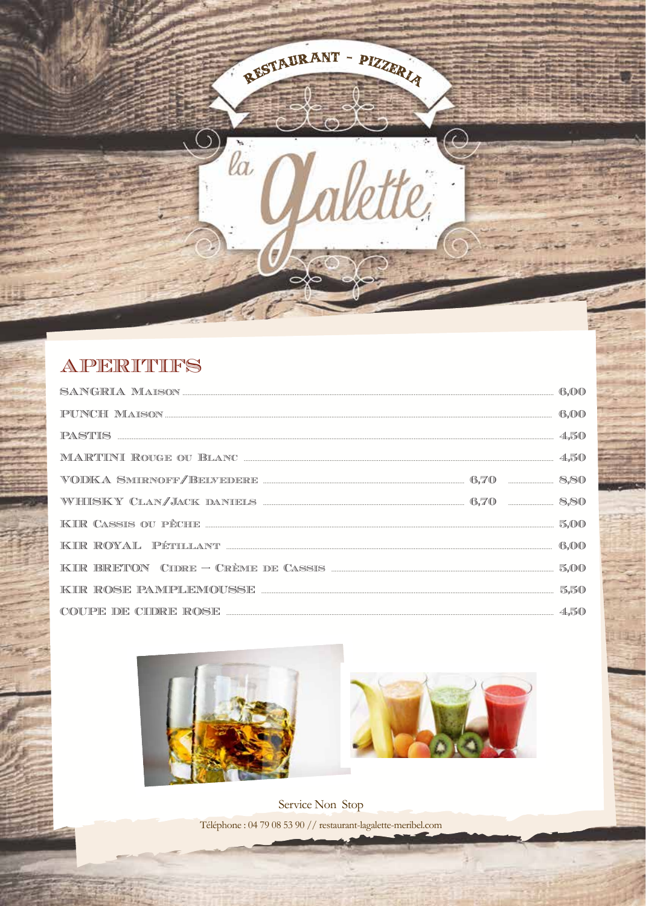RESTAURANT - PIZZERIA

la Galette

## APERITIFS

| | | |
|---|---|---|
| SANGRIA MAISON | | 6,00 |
| PUNCH MAISON | | 6,00 |
| PASTIS | | 4,50 |
| MARTINI ROUGE OU BLANC | | 4,50 |
| VODKA SMIRNOFF/BELVEDERE | 6,70 | 8,80 |
| WHISKY CLAN/JACK DANIELS | 6,70 | 8,80 |
| KIR CASSIS OU PÊCHE | | 5,00 |
| KIR ROYAL PÉTILLANT | | 6,00 |
| KIR BRETON CIDRE – CRÈME DE CASSIS | | 5,00 |
| KIR ROSE PAMPLEMOUSSE | | 5,50 |
| COUPE DE CIDRE ROSE | | 4,50 |

Service Non Stop

Téléphone : 04 79 08 53 90 // restaurant-lagalette-meribel.com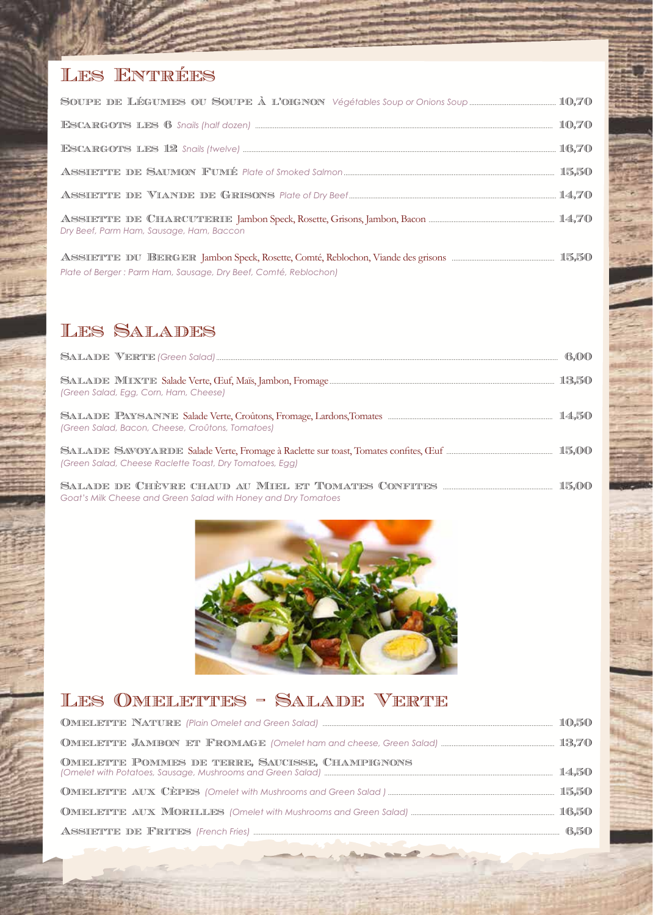# Les Entrées

**Soupe de Légumes ou Soupe à l'oignon** *Végétables Soup or Onions Soup* ... 10,70

**Escargots les 6** *Snails (half dozen)* ... 10,70

**Escargots les 12** *Snails (twelve)* ... 16,70

**Assiette de Saumon Fumé** *Plate of Smoked Salmon* ... 15,50

**Assiette de Viande de Grisons** *Plate of Dry Beef* ... 14,70

**Assiette de Charcuterie** Jambon Speck, Rosette, Grisons, Jambon, Bacon ... 14,70
*Dry Beef, Parm Ham, Sausage, Ham, Baccon*

**Assiette du Berger** Jambon Speck, Rosette, Comté, Reblochon, Viande des grisons ... 15,50
*Plate of Berger : Parm Ham, Sausage, Dry Beef, Comté, Reblochon)*

# Les Salades

**Salade Verte** *(Green Salad)* ... 6,00

**Salade Mixte** Salade Verte, Œuf, Maïs, Jambon, Fromage ... 13,50
*(Green Salad, Egg, Corn, Ham, Cheese)*

**Salade Paysanne** Salade Verte, Croûtons, Fromage, Lardons,Tomates ... 14,50
*(Green Salad, Bacon, Cheese, Croûtons, Tomatoes)*

**Salade Savoyarde** Salade Verte, Fromage à Raclette sur toast, Tomates confites, Œuf ... 15,00
*(Green Salad, Cheese Raclette Toast, Dry Tomatoes, Egg)*

**Salade de Chèvre chaud au Miel et Tomates Confites** ... 15,00
*Goat's Milk Cheese and Green Salad with Honey and Dry Tomatoes*

# Les Omelettes - Salade Verte

**Omelette Nature** *(Plain Omelet and Green Salad)* ... 10,50

**Omelette Jambon et Fromage** *(Omelet ham and cheese, Green Salad)* ... 13,70

**Omelette Pommes de terre, Saucisse, Champignons** ... 14,50
*(Omelet with Potatoes, Sausage, Mushrooms and Green Salad)*

**Omelette aux Cèpes** *(Omelet with Mushrooms and Green Salad )* ... 15,50

**Omelette aux Morilles** *(Omelet with Mushrooms and Green Salad)* ... 16,50

**Assiette de Frites** *(French Fries)* ... 6,50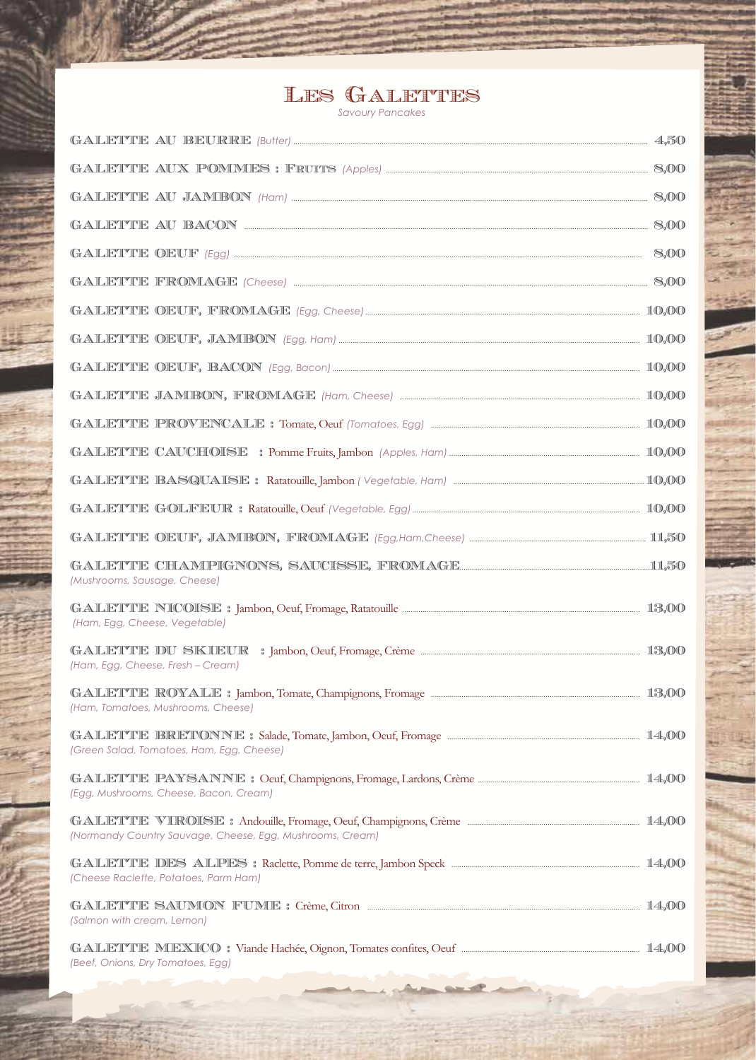# Les Galettes

*Savoury Pancakes*

GALETTE AU BEURRE *(Butter)* ..... 4,50

GALETTE AUX POMMES : FRUITS *(Apples)* ..... 8,00

GALETTE AU JAMBON *(Ham)* ..... 8,00

GALETTE AU BACON ..... 8,00

GALETTE OEUF *(Egg)* ..... 8,00

GALETTE FROMAGE *(Cheese)* ..... 8,00

GALETTE OEUF, FROMAGE *(Egg, Cheese)* ..... 10,00

GALETTE OEUF, JAMBON *(Egg, Ham)* ..... 10,00

GALETTE OEUF, BACON *(Egg, Bacon)* ..... 10,00

GALETTE JAMBON, FROMAGE *(Ham, Cheese)* ..... 10,00

GALETTE PROVENCALE : Tomate, Oeuf *(Tomatoes, Egg)* ..... 10,00

GALETTE CAUCHOISE : Pomme Fruits, Jambon *(Apples, Ham)* ..... 10,00

GALETTE BASQUAISE : Ratatouille, Jambon *( Vegetable, Ham)* ..... 10,00

GALETTE GOLFEUR : Ratatouille, Oeuf *(Vegetable, Egg)* ..... 10,00

GALETTE OEUF, JAMBON, FROMAGE *(Egg,Ham,Cheese)* ..... 11,50

GALETTE CHAMPIGNONS, SAUCISSE, FROMAGE ..... 11,50
*(Mushrooms, Sausage, Cheese)*

GALETTE NICOISE : Jambon, Oeuf, Fromage, Ratatouille ..... 13,00
*(Ham, Egg, Cheese, Vegetable)*

GALETTE DU SKIEUR : Jambon, Oeuf, Fromage, Crème ..... 13,00
*(Ham, Egg, Cheese, Fresh – Cream)*

GALETTE ROYALE : Jambon, Tomate, Champignons, Fromage ..... 13,00
*(Ham, Tomatoes, Mushrooms, Cheese)*

GALETTE BRETONNE : Salade, Tomate, Jambon, Oeuf, Fromage ..... 14,00
*(Green Salad, Tomatoes, Ham, Egg, Cheese)*

GALETTE PAYSANNE : Oeuf, Champignons, Fromage, Lardons, Crème ..... 14,00
*(Egg, Mushrooms, Cheese, Bacon, Cream)*

GALETTE VIROISE : Andouille, Fromage, Oeuf, Champignons, Crème ..... 14,00
*(Normandy Country Sauvage, Cheese, Egg, Mushrooms, Cream)*

GALETTE DES ALPES : Raclette, Pomme de terre, Jambon Speck ..... 14,00
*(Cheese Raclette, Potatoes, Parm Ham)*

GALETTE SAUMON FUME : Crème, Citron ..... 14,00
*(Salmon with cream, Lemon)*

GALETTE MEXICO : Viande Hachée, Oignon, Tomates confites, Oeuf ..... 14,00
*(Beef, Onions, Dry Tomatoes, Egg)*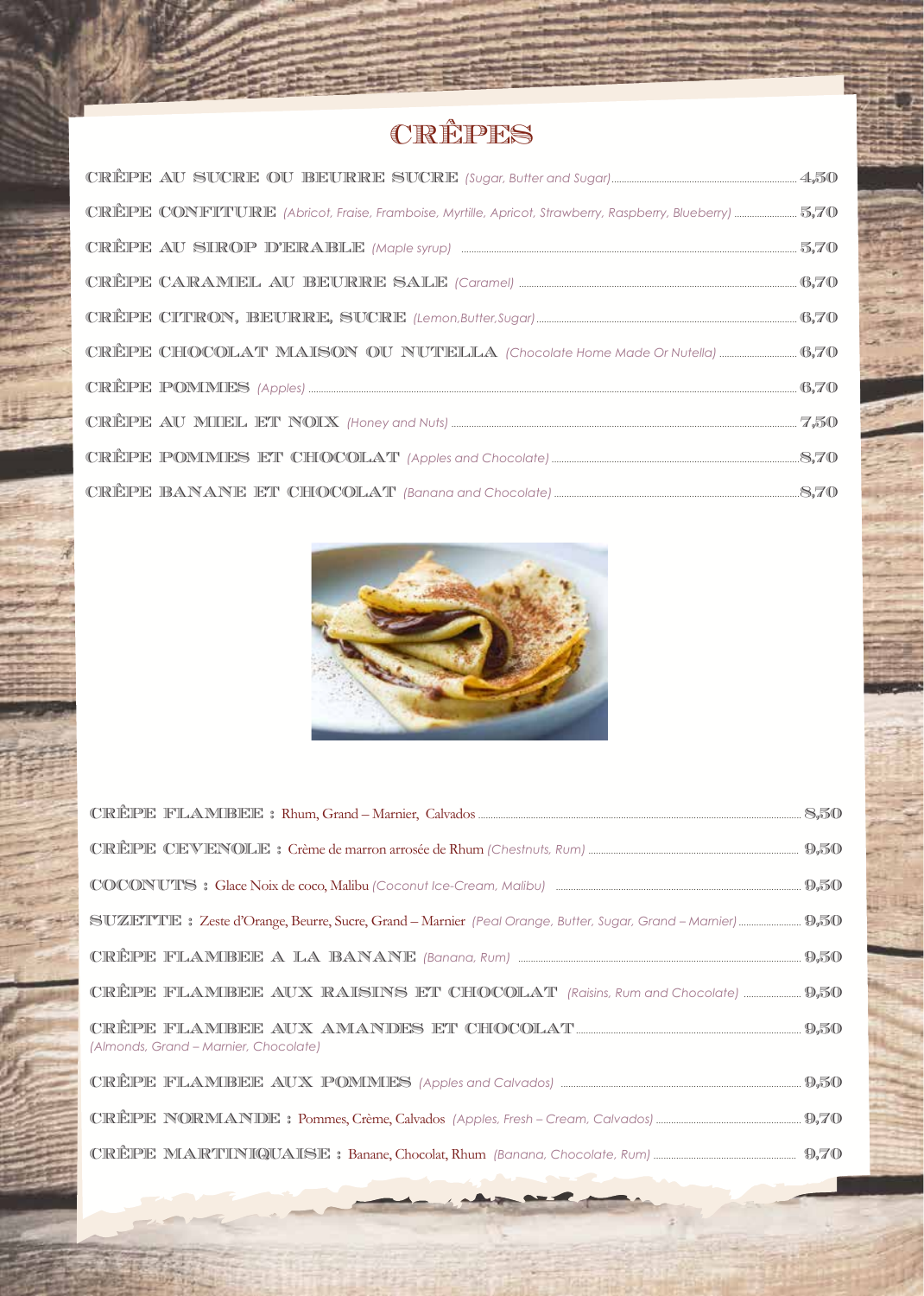# CRÊPES

| | |
|---|---|
| CRÊPE AU SUCRE OU BEURRE SUCRE *(Sugar, Butter and Sugar)* | 4,50 |
| CRÊPE CONFITURE *(Abricot, Fraise, Framboise, Myrtille, Apricot, Strawberry, Raspberry, Blueberry)* | 5,70 |
| CRÊPE AU SIROP D'ERABLE *(Maple syrup)* | 5,70 |
| CRÊPE CARAMEL AU BEURRE SALE *(Caramel)* | 6,70 |
| CRÊPE CITRON, BEURRE, SUCRE *(Lemon,Butter,Sugar)* | 6,70 |
| CRÊPE CHOCOLAT MAISON OU NUTELLA *(Chocolate Home Made Or Nutella)* | 6,70 |
| CRÊPE POMMES *(Apples)* | 6,70 |
| CRÊPE AU MIEL ET NOIX *(Honey and Nuts)* | 7,50 |
| CRÊPE POMMES ET CHOCOLAT *(Apples and Chocolate)* | 8,70 |
| CRÊPE BANANE ET CHOCOLAT *(Banana and Chocolate)* | 8,70 |

| | |
|---|---|
| CRÊPE FLAMBEE : Rhum, Grand – Marnier, Calvados | 8,50 |
| CRÊPE CEVENOLE : Crème de marron arrosée de Rhum *(Chestnuts, Rum)* | 9,50 |
| COCONUTS : Glace Noix de coco, Malibu *(Coconut Ice-Cream, Malibu)* | 9,50 |
| SUZETTE : Zeste d'Orange, Beurre, Sucre, Grand – Marnier *(Peal Orange, Butter, Sugar, Grand – Marnier)* | 9,50 |
| CRÊPE FLAMBEE A LA BANANE *(Banana, Rum)* | 9,50 |
| CRÊPE FLAMBEE AUX RAISINS ET CHOCOLAT *(Raisins, Rum and Chocolate)* | 9,50 |
| CRÊPE FLAMBEE AUX AMANDES ET CHOCOLAT *(Almonds, Grand – Marnier, Chocolate)* | 9,50 |
| CRÊPE FLAMBEE AUX POMMES *(Apples and Calvados)* | 9,50 |
| CRÊPE NORMANDE : Pommes, Crème, Calvados *(Apples, Fresh – Cream, Calvados)* | 9,70 |
| CRÊPE MARTINIQUAISE : Banane, Chocolat, Rhum *(Banana, Chocolate, Rum)* | 9,70 |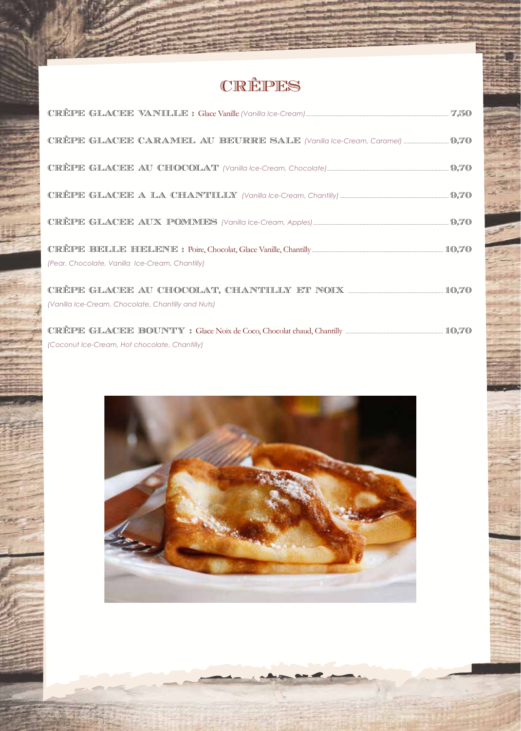# CRÊPES

**CRÊPE GLACEE VANILLE :** Glace Vanille *(Vanilla Ice-Cream)* ........ **7,50**

**CRÊPE GLACEE CARAMEL AU BEURRE SALE** *(Vanilla Ice-Cream, Caramel)* ........ **9,70**

**CRÊPE GLACEE AU CHOCOLAT** *(Vanilla Ice-Cream, Chocolate)* ........ **9,70**

**CRÊPE GLACEE A LA CHANTILLY** *(Vanilla Ice-Cream, Chantilly)* ........ **9,70**

**CRÊPE GLACEE AUX POMMES** *(Vanilla Ice-Cream, Apples)* ........ **9,70**

**CRÊPE BELLE HELENE :** Poire, Chocolat, Glace Vanille, Chantilly ........ **10,70**
*(Pear, Chocolate, Vanilla Ice-Cream, Chantilly)*

**CRÊPE GLACEE AU CHOCOLAT, CHANTILLY ET NOIX** ........ **10,70**
*(Vanilla Ice-Cream, Chocolate, Chantilly and Nuts)*

**CRÊPE GLACEE BOUNTY :** Glace Noix de Coco, Chocolat chaud, Chantilly ........ **10,70**
*(Coconut Ice-Cream, Hot chocolate, Chantilly)*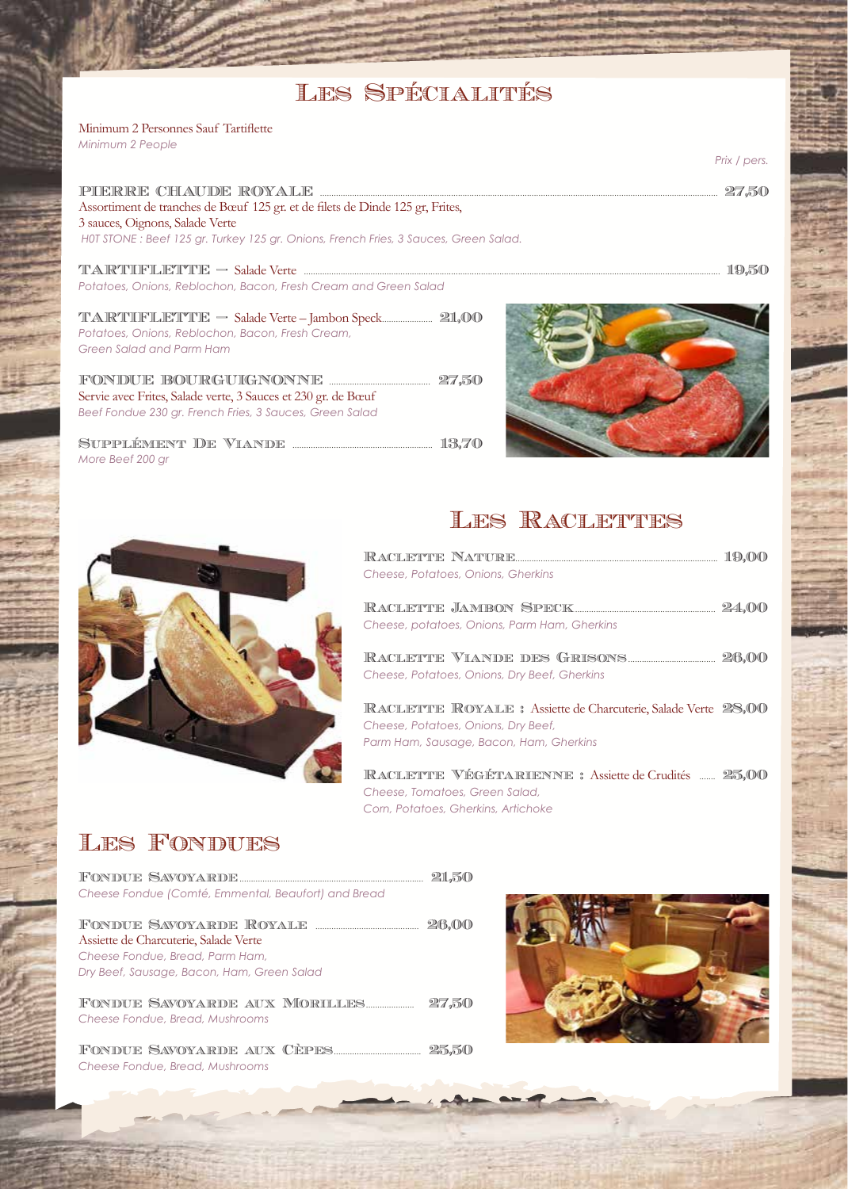# Les Spécialités

Minimum 2 Personnes Sauf Tartiflette

*Minimum 2 People*

*Prix / pers.*

**PIERRE CHAUDE ROYALE** ........ 27,50

Assortiment de tranches de Bœuf 125 gr. et de filets de Dinde 125 gr, Frites, 3 sauces, Oignons, Salade Verte

*H0T STONE : Beef 125 gr. Turkey 125 gr. Onions, French Fries, 3 Sauces, Green Salad.*

**TARTIFLETTE** – Salade Verte ........ 19,50

*Potatoes, Onions, Reblochon, Bacon, Fresh Cream and Green Salad*

**TARTIFLETTE** – Salade Verte – Jambon Speck........ 21,00

*Potatoes, Onions, Reblochon, Bacon, Fresh Cream, Green Salad and Parm Ham*

**FONDUE BOURGUIGNONNE** ........ 27,50

Servie avec Frites, Salade verte, 3 Sauces et 230 gr. de Bœuf

*Beef Fondue 230 gr. French Fries, 3 Sauces, Green Salad*

**Supplément De Viande** ........ 13,70

*More Beef 200 gr*

# Les Raclettes

**Raclette Nature**........ 19,00

*Cheese, Potatoes, Onions, Gherkins*

**Raclette Jambon Speck**........ 24,00

*Cheese, potatoes, Onions, Parm Ham, Gherkins*

**Raclette Viande des Grisons**........ 26,00

*Cheese, Potatoes, Onions, Dry Beef, Gherkins*

**Raclette Royale :** Assiette de Charcuterie, Salade Verte 28,00

*Cheese, Potatoes, Onions, Dry Beef, Parm Ham, Sausage, Bacon, Ham, Gherkins*

**Raclette Végétarienne :** Assiette de Crudités ........ 25,00

*Cheese, Tomatoes, Green Salad, Corn, Potatoes, Gherkins, Artichoke*

# Les Fondues

**Fondue Savoyarde**........ 21,50

*Cheese Fondue (Comté, Emmental, Beaufort) and Bread*

**Fondue Savoyarde Royale** ........ 26,00

Assiette de Charcuterie, Salade Verte

*Cheese Fondue, Bread, Parm Ham, Dry Beef, Sausage, Bacon, Ham, Green Salad*

**Fondue Savoyarde aux Morilles**........ 27,50

*Cheese Fondue, Bread, Mushrooms*

**Fondue Savoyarde aux Cèpes**........ 25,50

*Cheese Fondue, Bread, Mushrooms*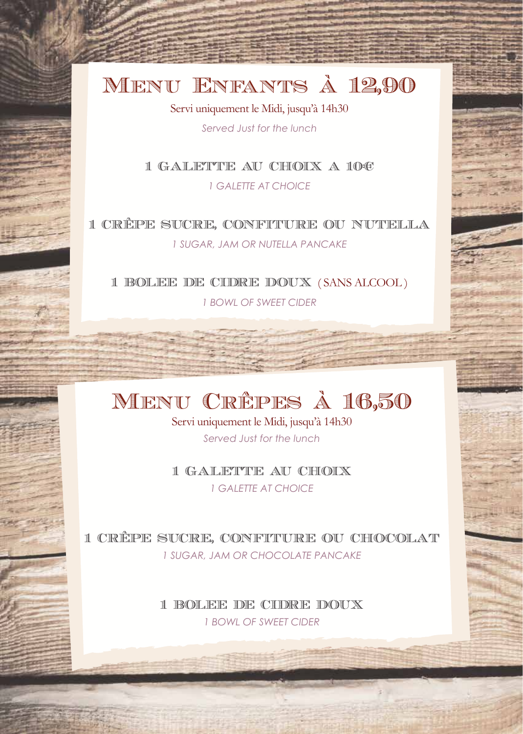# Menu Enfants à 12,90

Servi uniquement le Midi, jusqu'à 14h30

*Served Just for the lunch*

### 1 GALETTE AU CHOIX A 10€

*1 GALETTE AT CHOICE*

### 1 CRÊPE SUCRE, CONFITURE OU NUTELLA

*1 SUGAR, JAM OR NUTELLA PANCAKE*

### 1 BOLEE DE CIDRE DOUX (SANS ALCOOL)

*1 BOWL OF SWEET CIDER*

# Menu Crêpes à 16,50

Servi uniquement le Midi, jusqu'à 14h30

*Served Just for the lunch*

### 1 GALETTE AU CHOIX

*1 GALETTE AT CHOICE*

### 1 CRÊPE SUCRE, CONFITURE OU CHOCOLAT

*1 SUGAR, JAM OR CHOCOLATE PANCAKE*

### 1 BOLEE DE CIDRE DOUX

*1 BOWL OF SWEET CIDER*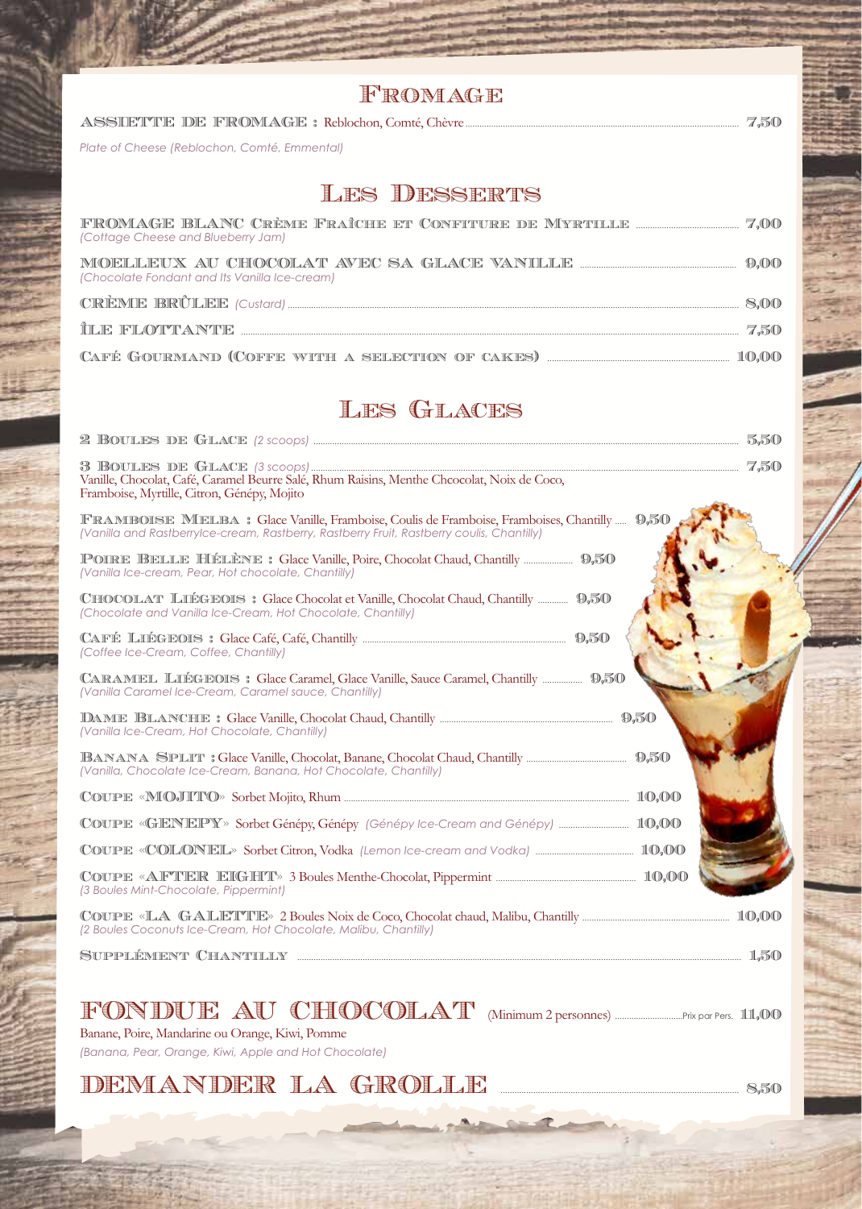# Fromage

**ASSIETTE DE FROMAGE :** Reblochon, Comté, Chèvre ........ 7,50
*Plate of Cheese (Reblochon, Comté, Emmental)*

# Les Desserts

**FROMAGE BLANC CRÈME FRAÎCHE ET CONFITURE DE MYRTILLE** ........ 7,00
*(Cottage Cheese and Blueberry Jam)*

**MOELLEUX AU CHOCOLAT AVEC SA GLACE VANILLE** ........ 9,00
*(Chocolate Fondant and Its Vanilla Ice-cream)*

**CRÈME BRÛLEE** *(Custard)* ........ 8,00

**ÎLE FLOTTANTE** ........ 7,50

**CAFÉ GOURMAND (COFFE WITH A SELECTION OF CAKES)** ........ 10,00

# Les Glaces

**2 BOULES DE GLACE** *(2 scoops)* ........ 5,50

**3 BOULES DE GLACE** *(3 scoops)* ........ 7,50
Vanille, Chocolat, Café, Caramel Beurre Salé, Rhum Raisins, Menthe Chocolat, Noix de Coco, Framboise, Myrtille, Citron, Génépy, Mojito

**FRAMBOISE MELBA :** Glace Vanille, Framboise, Coulis de Framboise, Framboises, Chantilly ........ 9,50
*(Vanilla and RastberryIce-cream, Rastberry, Rastberry Fruit, Rastberry coulis, Chantilly)*

**POIRE BELLE HÉLÈNE :** Glace Vanille, Poire, Chocolat Chaud, Chantilly ........ 9,50
*(Vanilla Ice-cream, Pear, Hot chocolate, Chantilly)*

**CHOCOLAT LIÉGEOIS :** Glace Chocolat et Vanille, Chocolat Chaud, Chantilly ........ 9,50
*(Chocolate and Vanilla Ice-Cream, Hot Chocolate, Chantilly)*

**CAFÉ LIÉGEOIS :** Glace Café, Café, Chantilly ........ 9,50
*(Coffee Ice-Cream, Coffee, Chantilly)*

**CARAMEL LIÉGEOIS :** Glace Caramel, Glace Vanille, Sauce Caramel, Chantilly ........ 9,50
*(Vanilla Caramel Ice-Cream, Caramel sauce, Chantilly)*

**DAME BLANCHE :** Glace Vanille, Chocolat Chaud, Chantilly ........ 9,50
*(Vanilla Ice-Cream, Hot Chocolate, Chantilly)*

**BANANA SPLIT :** Glace Vanille, Chocolat, Banane, Chocolat Chaud, Chantilly ........ 9,50
*(Vanilla, Chocolate Ice-Cream, Banana, Hot Chocolate, Chantilly)*

**COUPE «MOJITO»** Sorbet Mojito, Rhum ........ 10,00

**COUPE «GENEPY»** Sorbet Génépy, Génépy *(Génépy Ice-Cream and Génépy)* ........ 10,00

**COUPE «COLONEL»** Sorbet Citron, Vodka *(Lemon Ice-cream and Vodka)* ........ 10,00

**COUPE «AFTER EIGHT»** 3 Boules Menthe-Chocolat, Pippermint ........ 10,00
*(3 Boules Mint-Chocolate, Pippermint)*

**COUPE «LA GALETTE»** 2 Boules Noix de Coco, Chocolat chaud, Malibu, Chantilly ........ 10,00
*(2 Boules Coconuts Ice-Cream, Hot Chocolate, Malibu, Chantilly)*

**SUPPLÉMENT CHANTILLY** ........ 1,50

## FONDUE AU CHOCOLAT (Minimum 2 personnes) ........ Prix par Pers. 11,00

Banane, Poire, Mandarine ou Orange, Kiwi, Pomme
*(Banana, Pear, Orange, Kiwi, Apple and Hot Chocolate)*

## DEMANDER LA GROLLE ........ 8,50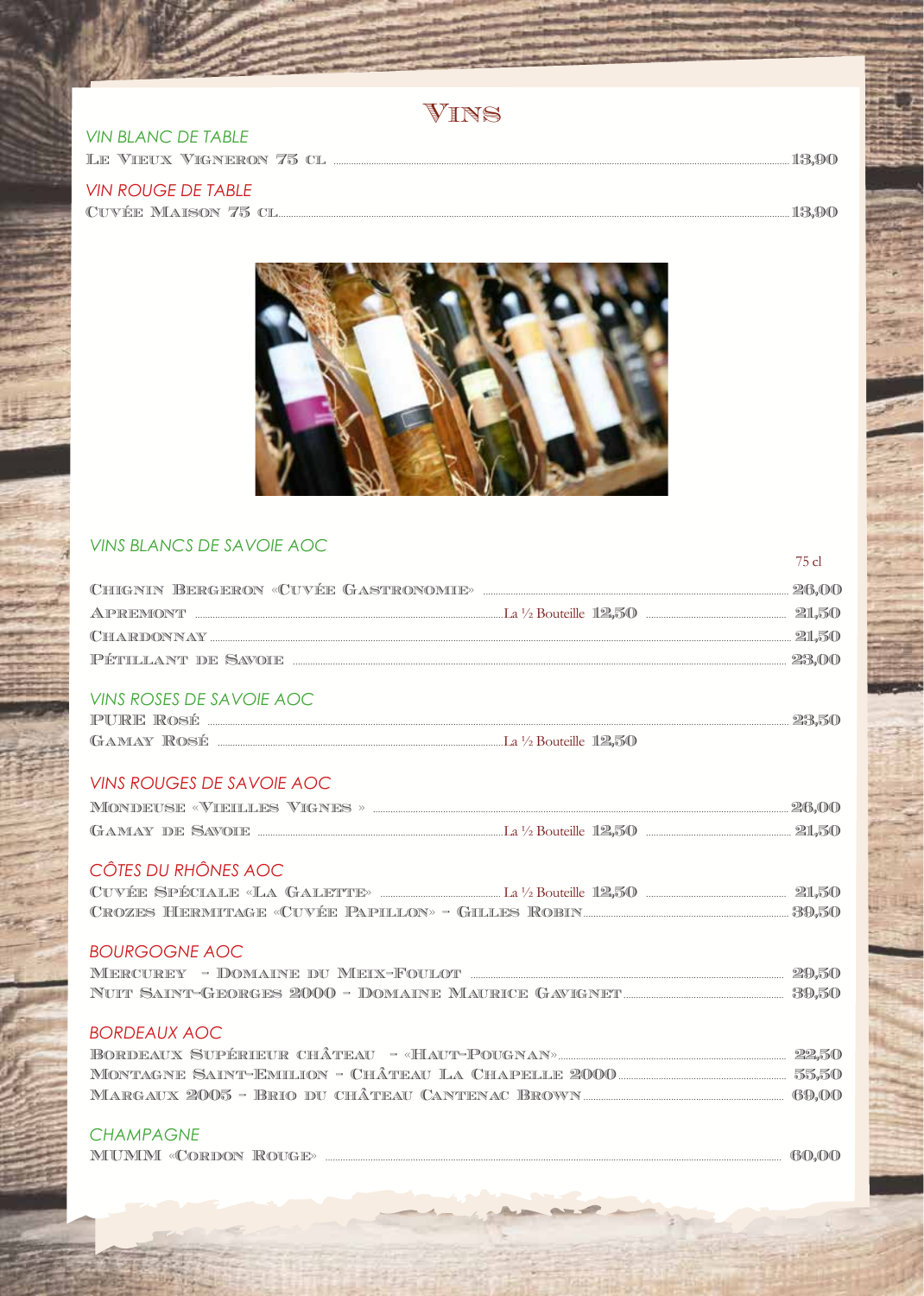# Vins

## VIN BLANC DE TABLE

Le Vieux Vigneron 75 cl ..... 13,90

## VIN ROUGE DE TABLE

Cuvée Maison 75 cl ..... 13,90

## VINS BLANCS DE SAVOIE AOC

| | La ½ Bouteille | 75 cl |
|---|---|---|
| Chignin Bergeron «Cuvée Gastronomie» | | 26,00 |
| Apremont | 12,50 | 21,50 |
| Chardonnay | | 21,50 |
| Pétillant de Savoie | | 23,00 |

## VINS ROSES DE SAVOIE AOC

| | La ½ Bouteille | 75 cl |
|---|---|---|
| PURE Rosé | | 23,50 |
| Gamay Rosé | 12,50 | |

## VINS ROUGES DE SAVOIE AOC

| | La ½ Bouteille | 75 cl |
|---|---|---|
| Mondeuse «Vieilles Vignes» | | 26,00 |
| Gamay de Savoie | 12,50 | 21,50 |

## CÔTES DU RHÔNES AOC

| | La ½ Bouteille | 75 cl |
|---|---|---|
| Cuvée Spéciale «La Galette» | 12,50 | 21,50 |
| Crozes Hermitage «Cuvée Papillon» - Gilles Robin | | 39,50 |

## BOURGOGNE AOC

| | 75 cl |
|---|---|
| Mercurey - Domaine du Meix-Foulot | 29,50 |
| Nuit Saint-Georges 2000 - Domaine Maurice Gavignet | 39,50 |

## BORDEAUX AOC

| | 75 cl |
|---|---|
| Bordeaux Supérieur Château - «Haut-Pougnan» | 22,50 |
| Montagne Saint-Emilion - Château La Chapelle 2000 | 55,50 |
| Margaux 2005 - Brio du Château Cantenac Brown | 69,00 |

## CHAMPAGNE

| | 75 cl |
|---|---|
| MUMM «Cordon Rouge» | 60,00 |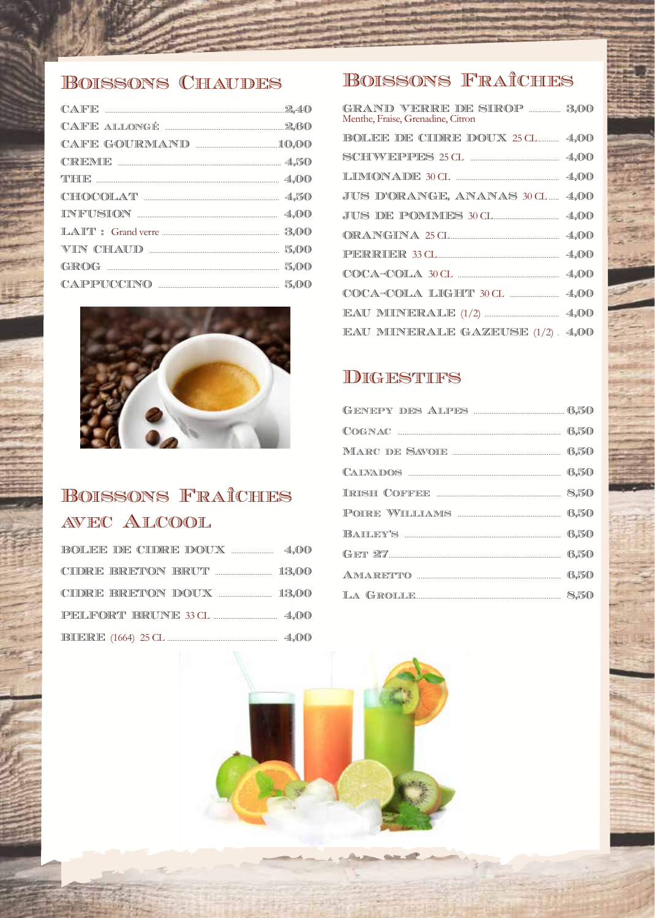## Boissons Chaudes

| | |
|---|---|
| CAFE | 2,40 |
| CAFE ALLONGÉ | 2,60 |
| CAFE GOURMAND | 10,00 |
| CREME | 4,50 |
| THE | 4,00 |
| CHOCOLAT | 4,50 |
| INFUSION | 4,00 |
| LAIT : Grand verre | 3,00 |
| VIN CHAUD | 5,00 |
| GROG | 5,00 |
| CAPPUCCINO | 5,00 |

## Boissons Fraîches avec Alcool

| | |
|---|---|
| BOLEE DE CIDRE DOUX | 4,00 |
| CIDRE BRETON BRUT | 13,00 |
| CIDRE BRETON DOUX | 13,00 |
| PELFORT BRUNE 33 CL | 4,00 |
| BIERE (1664) 25 CL | 4,00 |

## Boissons Fraîches

| | |
|---|---|
| GRAND VERRE DE SIROP<br>Menthe, Fraise, Grenadine, Citron | 3,00 |
| BOLEE DE CIDRE DOUX 25 CL | 4,00 |
| SCHWEPPES 25 CL | 4,00 |
| LIMONADE 30 CL | 4,00 |
| JUS D'ORANGE, ANANAS 30 CL | 4,00 |
| JUS DE POMMES 30 CL | 4,00 |
| ORANGINA 25 CL | 4,00 |
| PERRIER 33 CL | 4,00 |
| COCA-COLA 30 CL | 4,00 |
| COCA-COLA LIGHT 30 CL | 4,00 |
| EAU MINERALE (1/2) | 4,00 |
| EAU MINERALE GAZEUSE (1/2) | 4,00 |

## Digestifs

| | |
|---|---|
| Genepy des Alpes | 6,50 |
| Cognac | 6,50 |
| Marc de Savoie | 6,50 |
| Calvados | 6,50 |
| Irish Coffee | 8,50 |
| Poire Williams | 6,50 |
| Bailey's | 6,50 |
| Get 27 | 6,50 |
| Amaretto | 6,50 |
| La Grolle | 8,50 |